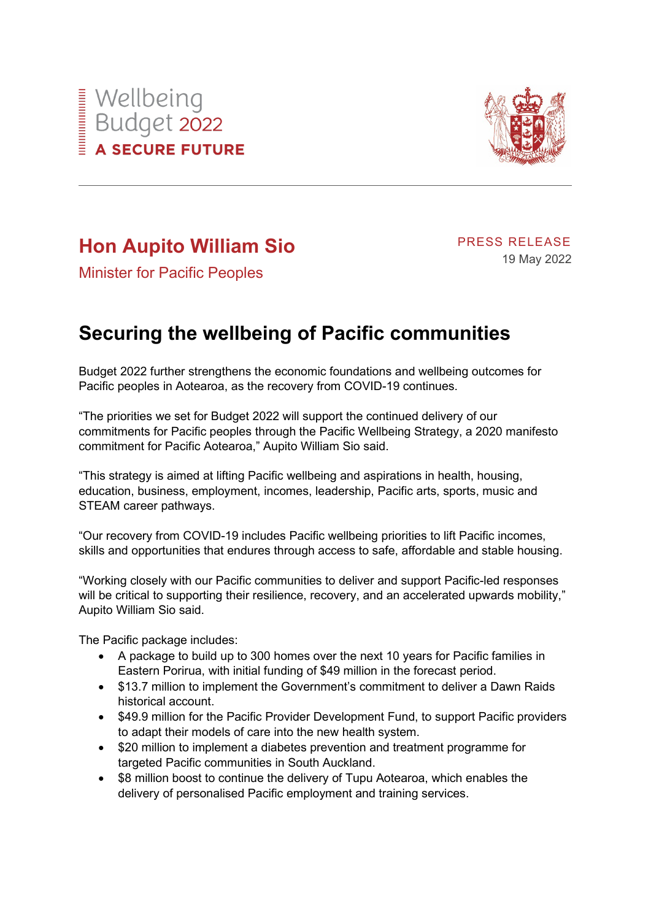Wellbeing
Budget 2022
**A SECURE FUTURE**

---

## Hon Aupito William Sio

Minister for Pacific Peoples

PRESS RELEASE
19 May 2022

# Securing the wellbeing of Pacific communities

Budget 2022 further strengthens the economic foundations and wellbeing outcomes for Pacific peoples in Aotearoa, as the recovery from COVID-19 continues.

“The priorities we set for Budget 2022 will support the continued delivery of our commitments for Pacific peoples through the Pacific Wellbeing Strategy, a 2020 manifesto commitment for Pacific Aotearoa,” Aupito William Sio said.

“This strategy is aimed at lifting Pacific wellbeing and aspirations in health, housing, education, business, employment, incomes, leadership, Pacific arts, sports, music and STEAM career pathways.

“Our recovery from COVID-19 includes Pacific wellbeing priorities to lift Pacific incomes, skills and opportunities that endures through access to safe, affordable and stable housing.

“Working closely with our Pacific communities to deliver and support Pacific-led responses will be critical to supporting their resilience, recovery, and an accelerated upwards mobility,” Aupito William Sio said.

The Pacific package includes:

- A package to build up to 300 homes over the next 10 years for Pacific families in Eastern Porirua, with initial funding of $49 million in the forecast period.
- $13.7 million to implement the Government’s commitment to deliver a Dawn Raids historical account.
- $49.9 million for the Pacific Provider Development Fund, to support Pacific providers to adapt their models of care into the new health system.
- $20 million to implement a diabetes prevention and treatment programme for targeted Pacific communities in South Auckland.
- $8 million boost to continue the delivery of Tupu Aotearoa, which enables the delivery of personalised Pacific employment and training services.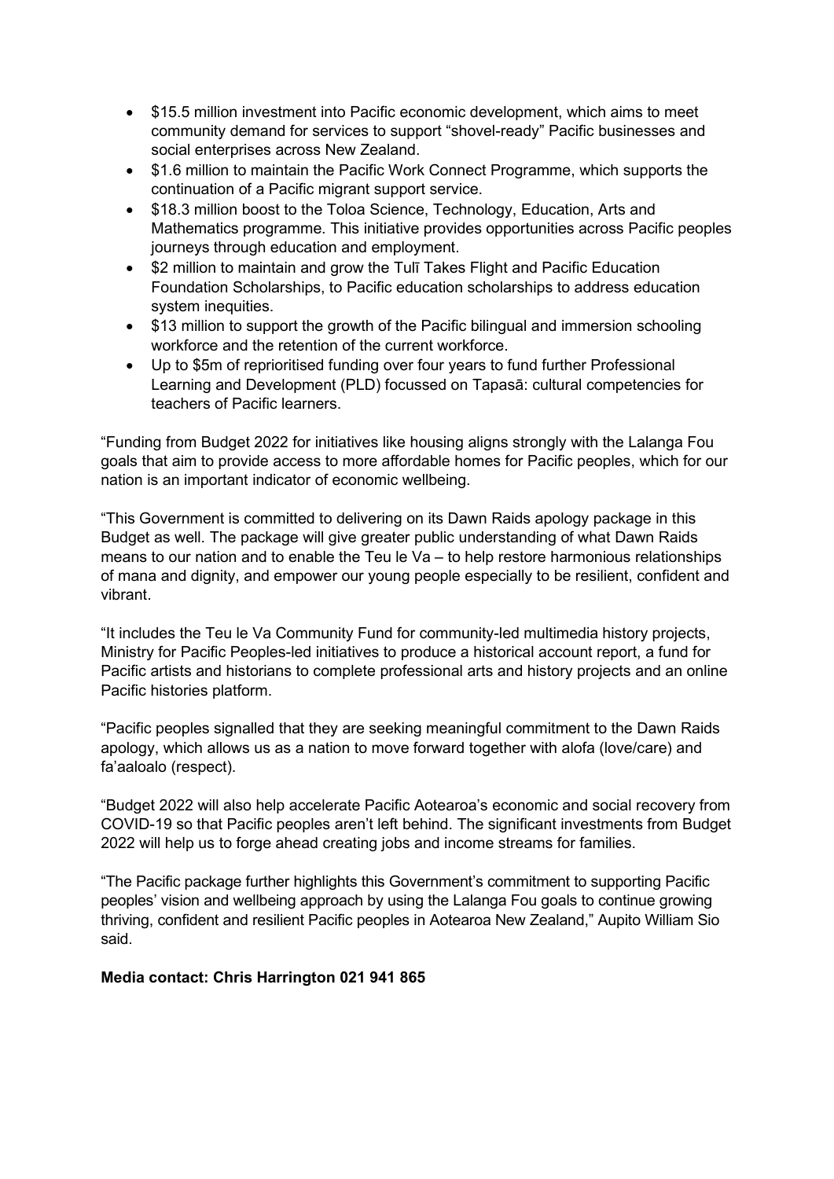- $15.5 million investment into Pacific economic development, which aims to meet community demand for services to support "shovel-ready" Pacific businesses and social enterprises across New Zealand.
- $1.6 million to maintain the Pacific Work Connect Programme, which supports the continuation of a Pacific migrant support service.
- $18.3 million boost to the Toloa Science, Technology, Education, Arts and Mathematics programme. This initiative provides opportunities across Pacific peoples journeys through education and employment.
- $2 million to maintain and grow the Tulī Takes Flight and Pacific Education Foundation Scholarships, to Pacific education scholarships to address education system inequities.
- $13 million to support the growth of the Pacific bilingual and immersion schooling workforce and the retention of the current workforce.
- Up to $5m of reprioritised funding over four years to fund further Professional Learning and Development (PLD) focussed on Tapasā: cultural competencies for teachers of Pacific learners.

"Funding from Budget 2022 for initiatives like housing aligns strongly with the Lalanga Fou goals that aim to provide access to more affordable homes for Pacific peoples, which for our nation is an important indicator of economic wellbeing.

"This Government is committed to delivering on its Dawn Raids apology package in this Budget as well. The package will give greater public understanding of what Dawn Raids means to our nation and to enable the Teu le Va – to help restore harmonious relationships of mana and dignity, and empower our young people especially to be resilient, confident and vibrant.

"It includes the Teu le Va Community Fund for community-led multimedia history projects, Ministry for Pacific Peoples-led initiatives to produce a historical account report, a fund for Pacific artists and historians to complete professional arts and history projects and an online Pacific histories platform.

"Pacific peoples signalled that they are seeking meaningful commitment to the Dawn Raids apology, which allows us as a nation to move forward together with alofa (love/care) and fa'aaloalo (respect).

"Budget 2022 will also help accelerate Pacific Aotearoa's economic and social recovery from COVID-19 so that Pacific peoples aren't left behind. The significant investments from Budget 2022 will help us to forge ahead creating jobs and income streams for families.

"The Pacific package further highlights this Government's commitment to supporting Pacific peoples' vision and wellbeing approach by using the Lalanga Fou goals to continue growing thriving, confident and resilient Pacific peoples in Aotearoa New Zealand," Aupito William Sio said.

**Media contact: Chris Harrington 021 941 865**